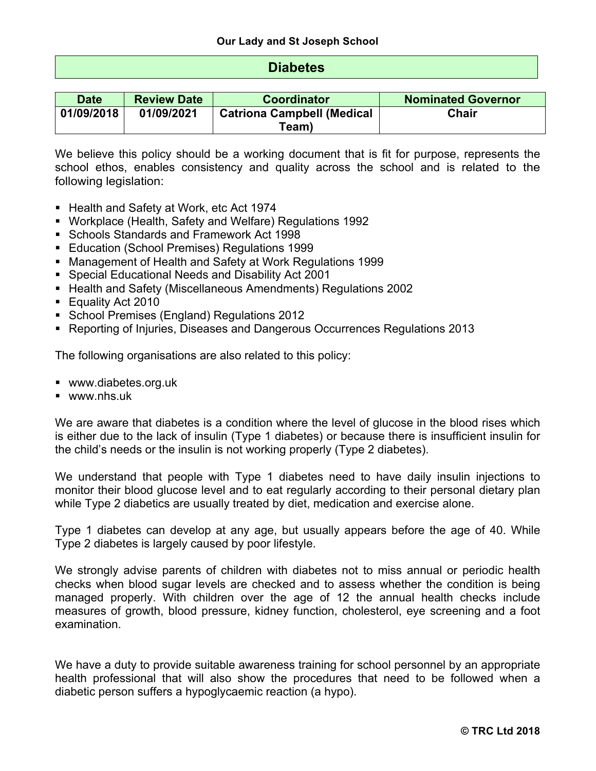**Our Lady and St Joseph School**

# Diabetes

| Date | Review Date | Coordinator | Nominated Governor |
| --- | --- | --- | --- |
| 01/09/2018 | 01/09/2021 | Catriona Campbell (Medical Team) | Chair |

We believe this policy should be a working document that is fit for purpose, represents the school ethos, enables consistency and quality across the school and is related to the following legislation:

- Health and Safety at Work, etc Act 1974
- Workplace (Health, Safety and Welfare) Regulations 1992
- Schools Standards and Framework Act 1998
- Education (School Premises) Regulations 1999
- Management of Health and Safety at Work Regulations 1999
- Special Educational Needs and Disability Act 2001
- Health and Safety (Miscellaneous Amendments) Regulations 2002
- Equality Act 2010
- School Premises (England) Regulations 2012
- Reporting of Injuries, Diseases and Dangerous Occurrences Regulations 2013

The following organisations are also related to this policy:

- www.diabetes.org.uk
- www.nhs.uk

We are aware that diabetes is a condition where the level of glucose in the blood rises which is either due to the lack of insulin (Type 1 diabetes) or because there is insufficient insulin for the child's needs or the insulin is not working properly (Type 2 diabetes).

We understand that people with Type 1 diabetes need to have daily insulin injections to monitor their blood glucose level and to eat regularly according to their personal dietary plan while Type 2 diabetics are usually treated by diet, medication and exercise alone.

Type 1 diabetes can develop at any age, but usually appears before the age of 40. While Type 2 diabetes is largely caused by poor lifestyle.

We strongly advise parents of children with diabetes not to miss annual or periodic health checks when blood sugar levels are checked and to assess whether the condition is being managed properly. With children over the age of 12 the annual health checks include measures of growth, blood pressure, kidney function, cholesterol, eye screening and a foot examination.

We have a duty to provide suitable awareness training for school personnel by an appropriate health professional that will also show the procedures that need to be followed when a diabetic person suffers a hypoglycaemic reaction (a hypo).

**© TRC Ltd 2018**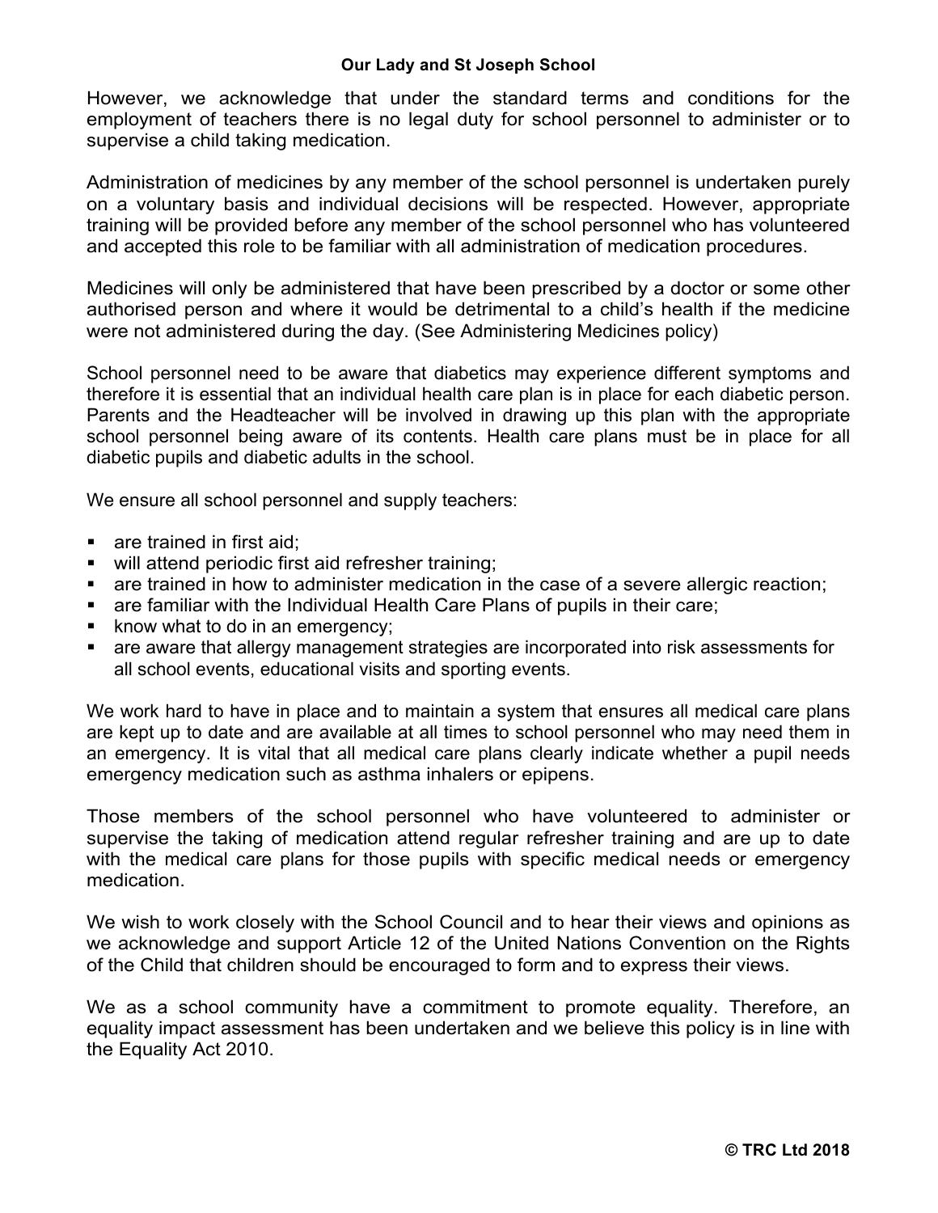However, we acknowledge that under the standard terms and conditions for the employment of teachers there is no legal duty for school personnel to administer or to supervise a child taking medication.

Administration of medicines by any member of the school personnel is undertaken purely on a voluntary basis and individual decisions will be respected. However, appropriate training will be provided before any member of the school personnel who has volunteered and accepted this role to be familiar with all administration of medication procedures.

Medicines will only be administered that have been prescribed by a doctor or some other authorised person and where it would be detrimental to a child's health if the medicine were not administered during the day. (See Administering Medicines policy)

School personnel need to be aware that diabetics may experience different symptoms and therefore it is essential that an individual health care plan is in place for each diabetic person. Parents and the Headteacher will be involved in drawing up this plan with the appropriate school personnel being aware of its contents. Health care plans must be in place for all diabetic pupils and diabetic adults in the school.

We ensure all school personnel and supply teachers:

- are trained in first aid;
- will attend periodic first aid refresher training;
- are trained in how to administer medication in the case of a severe allergic reaction;
- are familiar with the Individual Health Care Plans of pupils in their care;
- know what to do in an emergency;
- are aware that allergy management strategies are incorporated into risk assessments for all school events, educational visits and sporting events.

We work hard to have in place and to maintain a system that ensures all medical care plans are kept up to date and are available at all times to school personnel who may need them in an emergency. It is vital that all medical care plans clearly indicate whether a pupil needs emergency medication such as asthma inhalers or epipens.

Those members of the school personnel who have volunteered to administer or supervise the taking of medication attend regular refresher training and are up to date with the medical care plans for those pupils with specific medical needs or emergency medication.

We wish to work closely with the School Council and to hear their views and opinions as we acknowledge and support Article 12 of the United Nations Convention on the Rights of the Child that children should be encouraged to form and to express their views.

We as a school community have a commitment to promote equality. Therefore, an equality impact assessment has been undertaken and we believe this policy is in line with the Equality Act 2010.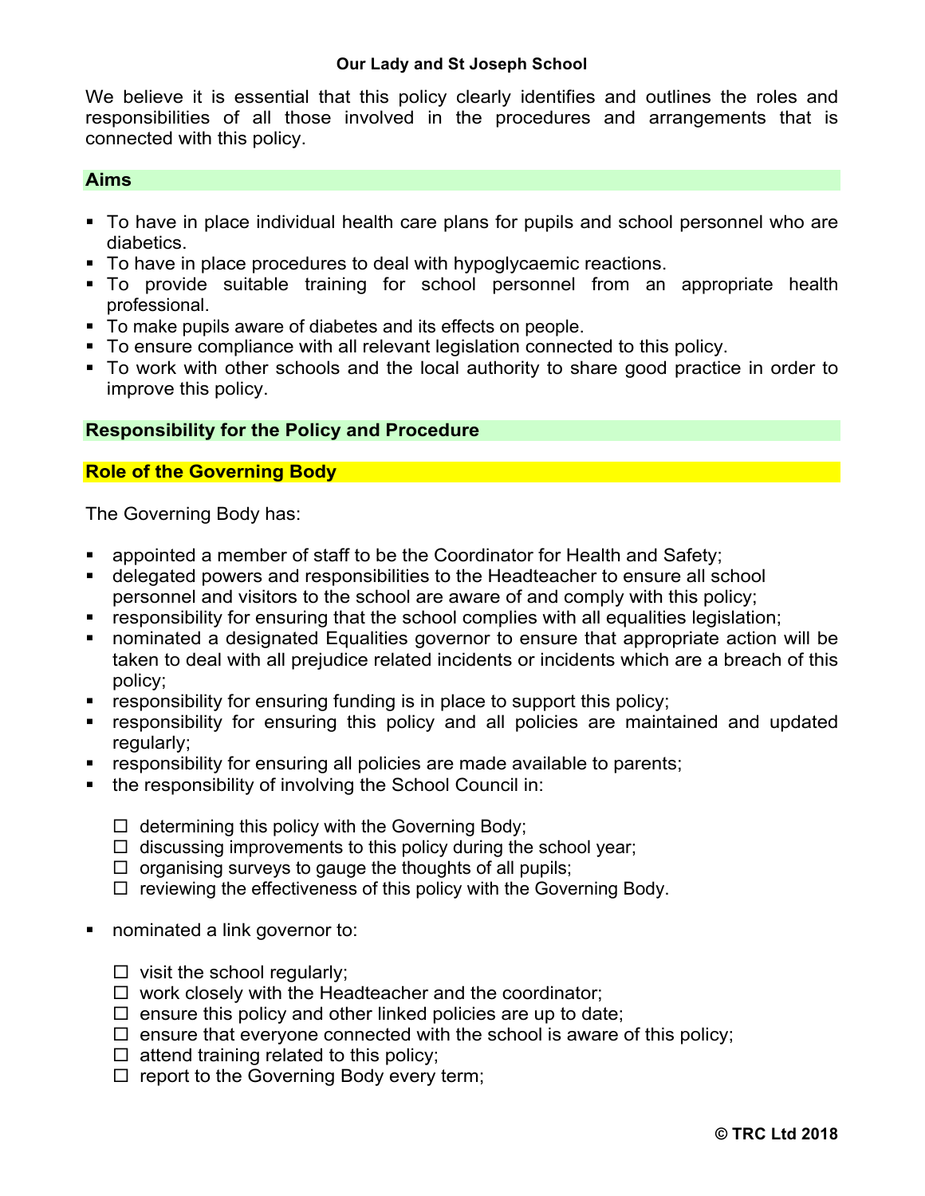We believe it is essential that this policy clearly identifies and outlines the roles and responsibilities of all those involved in the procedures and arrangements that is connected with this policy.

## Aims

- To have in place individual health care plans for pupils and school personnel who are diabetics.
- To have in place procedures to deal with hypoglycaemic reactions.
- To provide suitable training for school personnel from an appropriate health professional.
- To make pupils aware of diabetes and its effects on people.
- To ensure compliance with all relevant legislation connected to this policy.
- To work with other schools and the local authority to share good practice in order to improve this policy.

## Responsibility for the Policy and Procedure

### Role of the Governing Body

The Governing Body has:

- appointed a member of staff to be the Coordinator for Health and Safety;
- delegated powers and responsibilities to the Headteacher to ensure all school personnel and visitors to the school are aware of and comply with this policy;
- responsibility for ensuring that the school complies with all equalities legislation;
- nominated a designated Equalities governor to ensure that appropriate action will be taken to deal with all prejudice related incidents or incidents which are a breach of this policy;
- responsibility for ensuring funding is in place to support this policy;
- responsibility for ensuring this policy and all policies are maintained and updated regularly;
- responsibility for ensuring all policies are made available to parents;
- the responsibility of involving the School Council in:
  - ☐ determining this policy with the Governing Body;
  - ☐ discussing improvements to this policy during the school year;
  - ☐ organising surveys to gauge the thoughts of all pupils;
  - ☐ reviewing the effectiveness of this policy with the Governing Body.
- nominated a link governor to:
  - ☐ visit the school regularly;
  - ☐ work closely with the Headteacher and the coordinator;
  - ☐ ensure this policy and other linked policies are up to date;
  - ☐ ensure that everyone connected with the school is aware of this policy;
  - ☐ attend training related to this policy;
  - ☐ report to the Governing Body every term;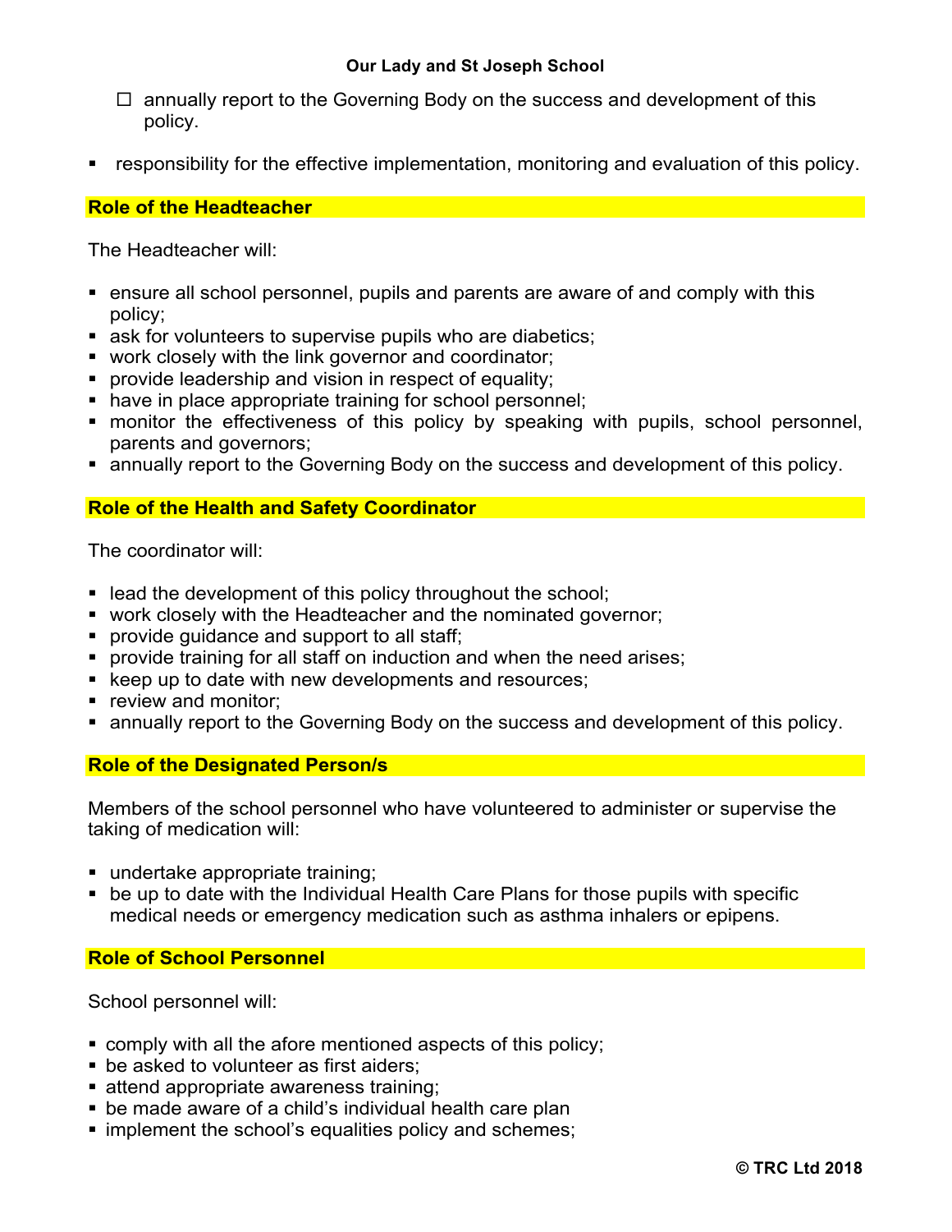- ☐ annually report to the Governing Body on the success and development of this policy.

- responsibility for the effective implementation, monitoring and evaluation of this policy.

## Role of the Headteacher

The Headteacher will:

- ensure all school personnel, pupils and parents are aware of and comply with this policy;
- ask for volunteers to supervise pupils who are diabetics;
- work closely with the link governor and coordinator;
- provide leadership and vision in respect of equality;
- have in place appropriate training for school personnel;
- monitor the effectiveness of this policy by speaking with pupils, school personnel, parents and governors;
- annually report to the Governing Body on the success and development of this policy.

## Role of the Health and Safety Coordinator

The coordinator will:

- lead the development of this policy throughout the school;
- work closely with the Headteacher and the nominated governor;
- provide guidance and support to all staff;
- provide training for all staff on induction and when the need arises;
- keep up to date with new developments and resources;
- review and monitor;
- annually report to the Governing Body on the success and development of this policy.

## Role of the Designated Person/s

Members of the school personnel who have volunteered to administer or supervise the taking of medication will:

- undertake appropriate training;
- be up to date with the Individual Health Care Plans for those pupils with specific medical needs or emergency medication such as asthma inhalers or epipens.

## Role of School Personnel

School personnel will:

- comply with all the afore mentioned aspects of this policy;
- be asked to volunteer as first aiders;
- attend appropriate awareness training;
- be made aware of a child's individual health care plan
- implement the school's equalities policy and schemes;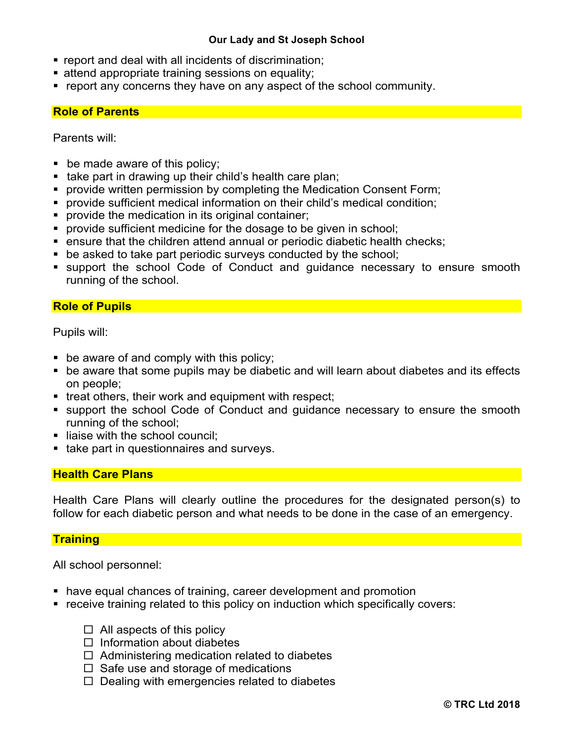- report and deal with all incidents of discrimination;
- attend appropriate training sessions on equality;
- report any concerns they have on any aspect of the school community.

## Role of Parents

Parents will:

- be made aware of this policy;
- take part in drawing up their child's health care plan;
- provide written permission by completing the Medication Consent Form;
- provide sufficient medical information on their child's medical condition;
- provide the medication in its original container;
- provide sufficient medicine for the dosage to be given in school;
- ensure that the children attend annual or periodic diabetic health checks;
- be asked to take part periodic surveys conducted by the school;
- support the school Code of Conduct and guidance necessary to ensure smooth running of the school.

## Role of Pupils

Pupils will:

- be aware of and comply with this policy;
- be aware that some pupils may be diabetic and will learn about diabetes and its effects on people;
- treat others, their work and equipment with respect;
- support the school Code of Conduct and guidance necessary to ensure the smooth running of the school;
- liaise with the school council;
- take part in questionnaires and surveys.

## Health Care Plans

Health Care Plans will clearly outline the procedures for the designated person(s) to follow for each diabetic person and what needs to be done in the case of an emergency.

## Training

All school personnel:

- have equal chances of training, career development and promotion
- receive training related to this policy on induction which specifically covers:
    - ☐ All aspects of this policy
    - ☐ Information about diabetes
    - ☐ Administering medication related to diabetes
    - ☐ Safe use and storage of medications
    - ☐ Dealing with emergencies related to diabetes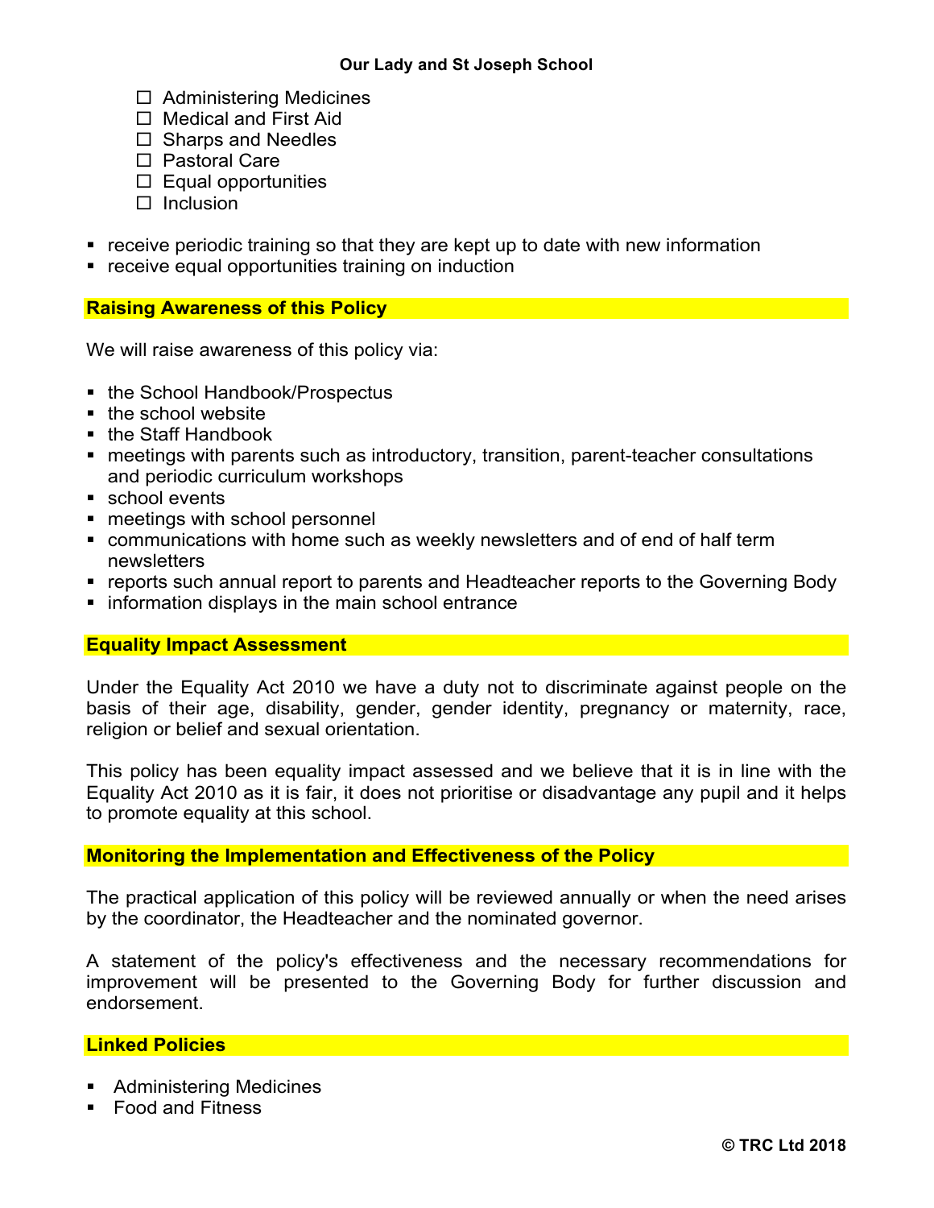- ☐ Administering Medicines
- ☐ Medical and First Aid
- ☐ Sharps and Needles
- ☐ Pastoral Care
- ☐ Equal opportunities
- ☐ Inclusion

- receive periodic training so that they are kept up to date with new information
- receive equal opportunities training on induction

## Raising Awareness of this Policy

We will raise awareness of this policy via:

- the School Handbook/Prospectus
- the school website
- the Staff Handbook
- meetings with parents such as introductory, transition, parent-teacher consultations and periodic curriculum workshops
- school events
- meetings with school personnel
- communications with home such as weekly newsletters and of end of half term newsletters
- reports such annual report to parents and Headteacher reports to the Governing Body
- information displays in the main school entrance

## Equality Impact Assessment

Under the Equality Act 2010 we have a duty not to discriminate against people on the basis of their age, disability, gender, gender identity, pregnancy or maternity, race, religion or belief and sexual orientation.

This policy has been equality impact assessed and we believe that it is in line with the Equality Act 2010 as it is fair, it does not prioritise or disadvantage any pupil and it helps to promote equality at this school.

## Monitoring the Implementation and Effectiveness of the Policy

The practical application of this policy will be reviewed annually or when the need arises by the coordinator, the Headteacher and the nominated governor.

A statement of the policy's effectiveness and the necessary recommendations for improvement will be presented to the Governing Body for further discussion and endorsement.

## Linked Policies

- Administering Medicines
- Food and Fitness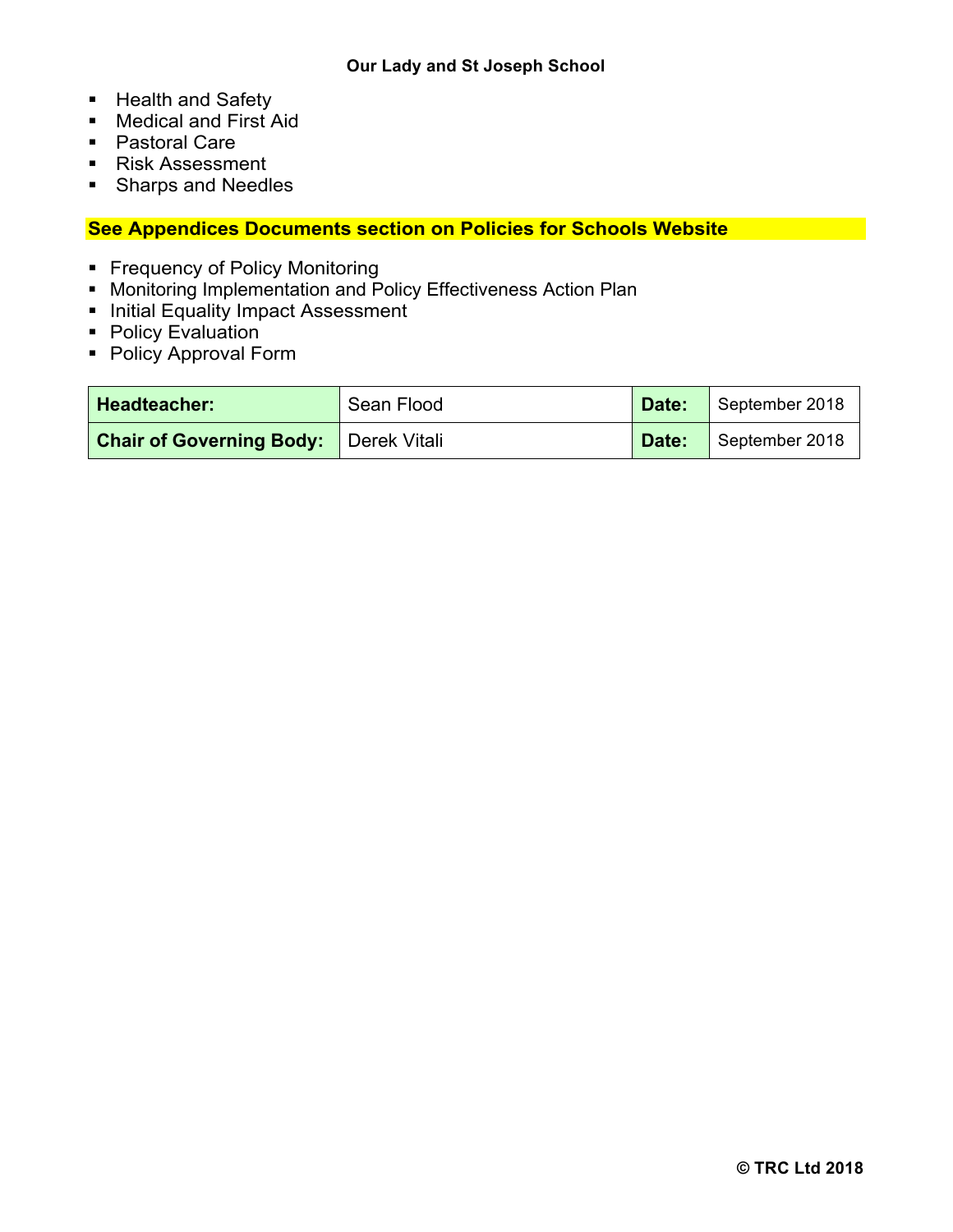- Health and Safety
- Medical and First Aid
- Pastoral Care
- Risk Assessment
- Sharps and Needles

**See Appendices Documents section on Policies for Schools Website**

- Frequency of Policy Monitoring
- Monitoring Implementation and Policy Effectiveness Action Plan
- Initial Equality Impact Assessment
- Policy Evaluation
- Policy Approval Form

| | | | |
|---|---|---|---|
| **Headteacher:** | Sean Flood | **Date:** | September 2018 |
| **Chair of Governing Body:** | Derek Vitali | **Date:** | September 2018 |